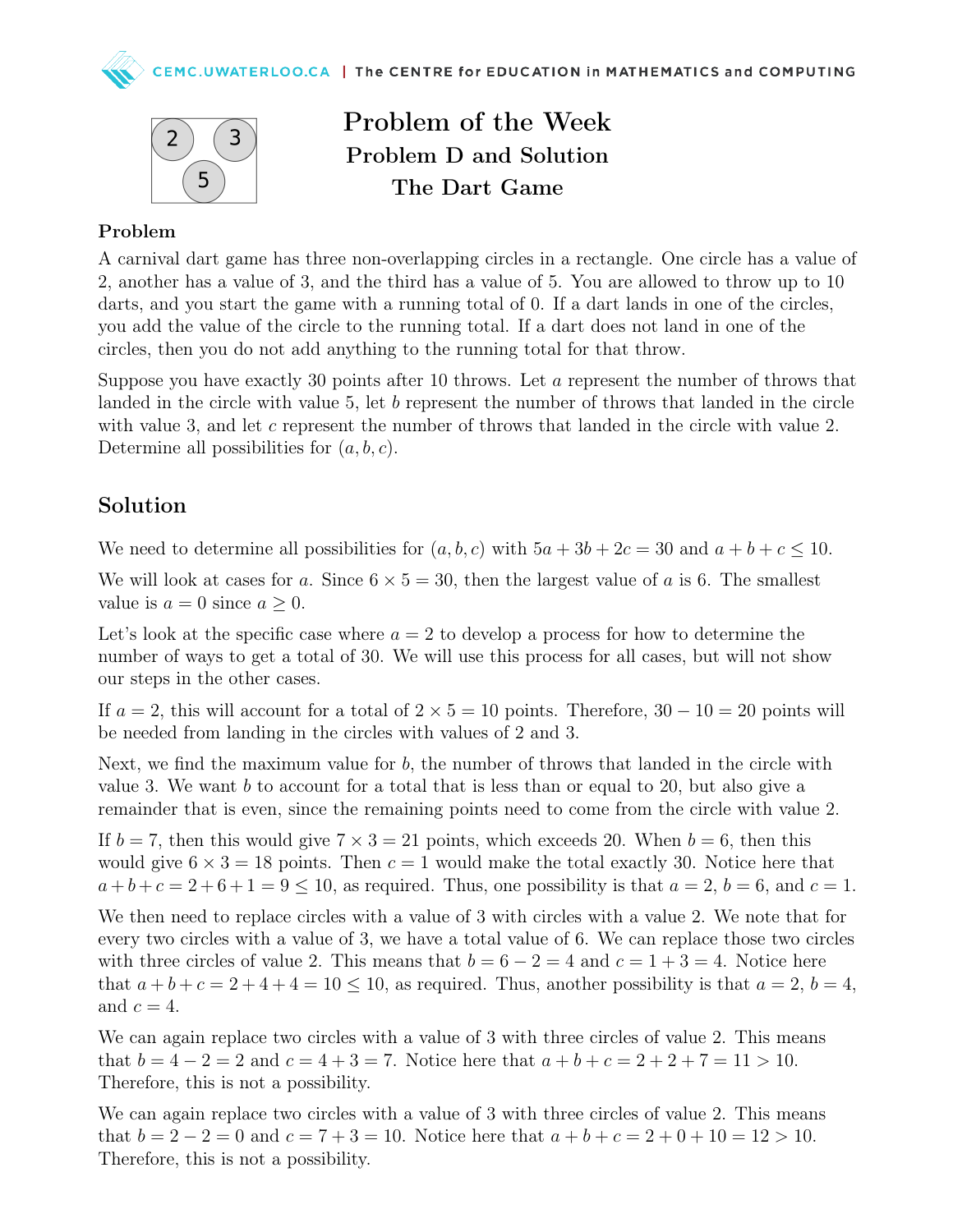# Problem of the Week
## Problem D and Solution
## The Dart Game

### Problem

A carnival dart game has three non-overlapping circles in a rectangle. One circle has a value of 2, another has a value of 3, and the third has a value of 5. You are allowed to throw up to 10 darts, and you start the game with a running total of 0. If a dart lands in one of the circles, you add the value of the circle to the running total. If a dart does not land in one of the circles, then you do not add anything to the running total for that throw.

Suppose you have exactly 30 points after 10 throws. Let $a$ represent the number of throws that landed in the circle with value 5, let $b$ represent the number of throws that landed in the circle with value 3, and let $c$ represent the number of throws that landed in the circle with value 2. Determine all possibilities for $(a, b, c)$.

## Solution

We need to determine all possibilities for $(a, b, c)$ with $5a + 3b + 2c = 30$ and $a + b + c \leq 10$.

We will look at cases for $a$. Since $6 \times 5 = 30$, then the largest value of $a$ is 6. The smallest value is $a = 0$ since $a \geq 0$.

Let's look at the specific case where $a = 2$ to develop a process for how to determine the number of ways to get a total of 30. We will use this process for all cases, but will not show our steps in the other cases.

If $a = 2$, this will account for a total of $2 \times 5 = 10$ points. Therefore, $30 - 10 = 20$ points will be needed from landing in the circles with values of 2 and 3.

Next, we find the maximum value for $b$, the number of throws that landed in the circle with value 3. We want $b$ to account for a total that is less than or equal to 20, but also give a remainder that is even, since the remaining points need to come from the circle with value 2.

If $b = 7$, then this would give $7 \times 3 = 21$ points, which exceeds 20. When $b = 6$, then this would give $6 \times 3 = 18$ points. Then $c = 1$ would make the total exactly 30. Notice here that $a + b + c = 2 + 6 + 1 = 9 \leq 10$, as required. Thus, one possibility is that $a = 2$, $b = 6$, and $c = 1$.

We then need to replace circles with a value of 3 with circles with a value 2. We note that for every two circles with a value of 3, we have a total value of 6. We can replace those two circles with three circles of value 2. This means that $b = 6 - 2 = 4$ and $c = 1 + 3 = 4$. Notice here that $a + b + c = 2 + 4 + 4 = 10 \leq 10$, as required. Thus, another possibility is that $a = 2$, $b = 4$, and $c = 4$.

We can again replace two circles with a value of 3 with three circles of value 2. This means that $b = 4 - 2 = 2$ and $c = 4 + 3 = 7$. Notice here that $a + b + c = 2 + 2 + 7 = 11 > 10$. Therefore, this is not a possibility.

We can again replace two circles with a value of 3 with three circles of value 2. This means that $b = 2 - 2 = 0$ and $c = 7 + 3 = 10$. Notice here that $a + b + c = 2 + 0 + 10 = 12 > 10$. Therefore, this is not a possibility.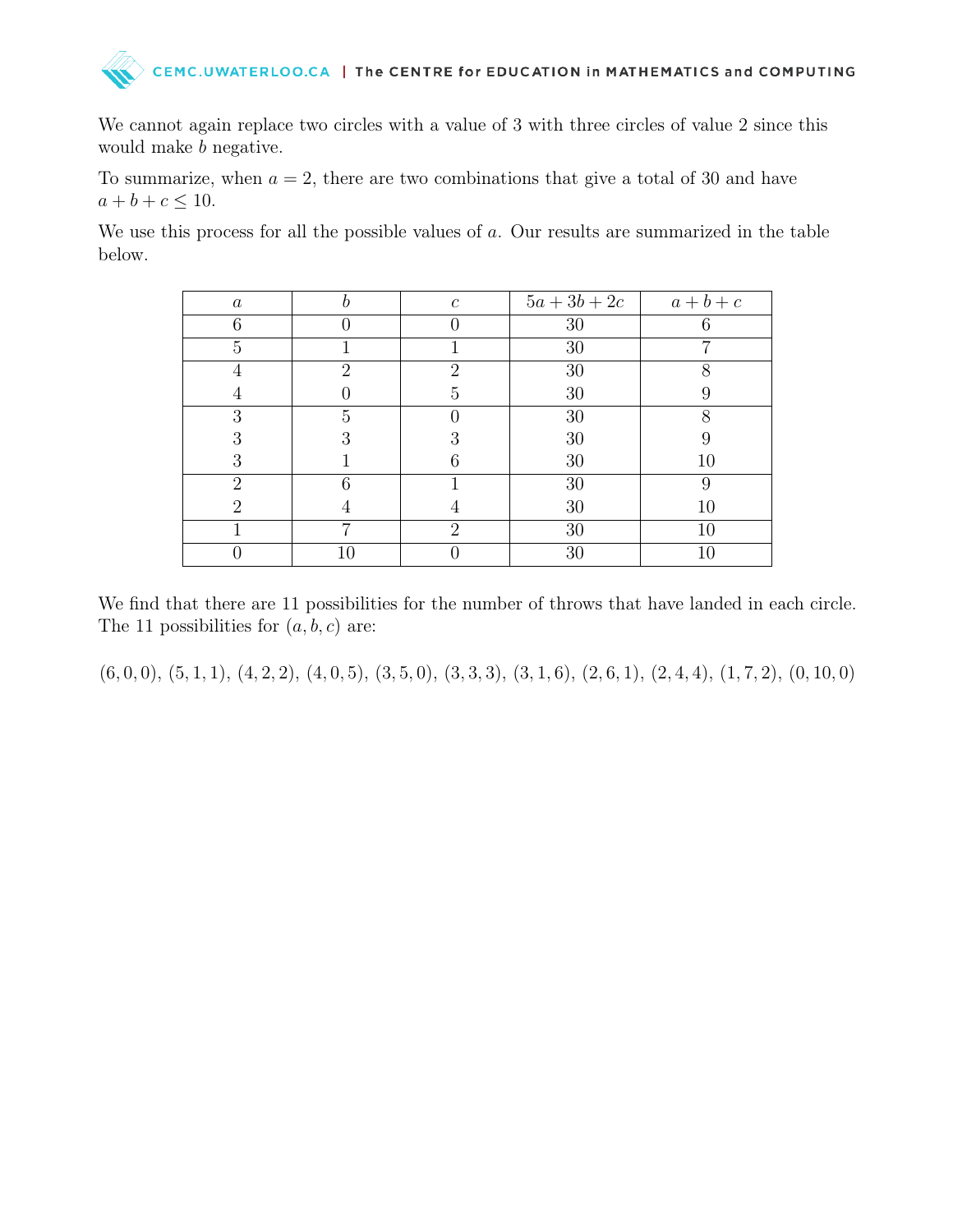We cannot again replace two circles with a value of 3 with three circles of value 2 since this would make $b$ negative.

To summarize, when $a = 2$, there are two combinations that give a total of 30 and have $a + b + c \leq 10$.

We use this process for all the possible values of $a$. Our results are summarized in the table below.

| $a$ | $b$ | $c$ | $5a + 3b + 2c$ | $a + b + c$ |
|---|---|---|---|---|
| 6 | 0 | 0 | 30 | 6 |
| 5 | 1 | 1 | 30 | 7 |
| 4 | 2 | 2 | 30 | 8 |
| 4 | 0 | 5 | 30 | 9 |
| 3 | 5 | 0 | 30 | 8 |
| 3 | 3 | 3 | 30 | 9 |
| 3 | 1 | 6 | 30 | 10 |
| 2 | 6 | 1 | 30 | 9 |
| 2 | 4 | 4 | 30 | 10 |
| 1 | 7 | 2 | 30 | 10 |
| 0 | 10 | 0 | 30 | 10 |

We find that there are 11 possibilities for the number of throws that have landed in each circle. The 11 possibilities for $(a, b, c)$ are:

$(6, 0, 0)$, $(5, 1, 1)$, $(4, 2, 2)$, $(4, 0, 5)$, $(3, 5, 0)$, $(3, 3, 3)$, $(3, 1, 6)$, $(2, 6, 1)$, $(2, 4, 4)$, $(1, 7, 2)$, $(0, 10, 0)$